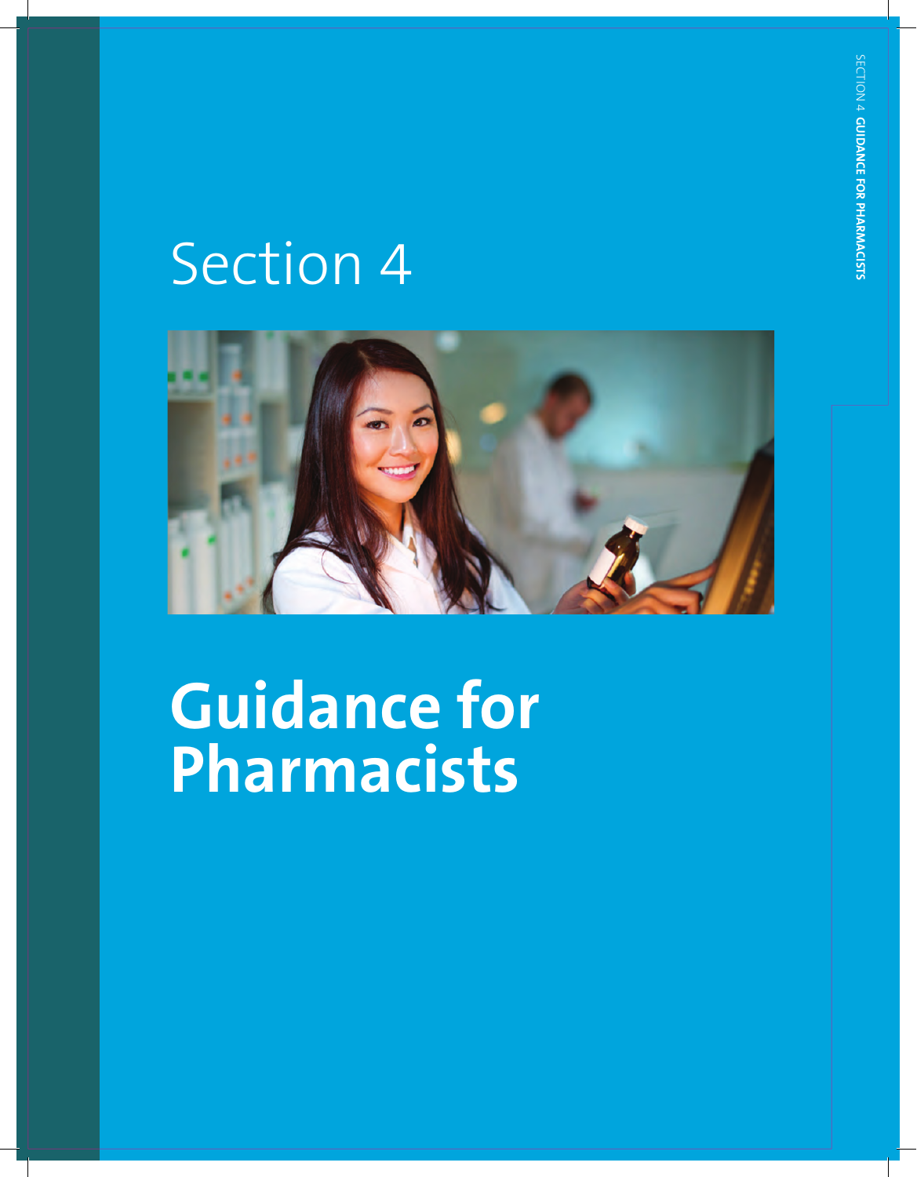# Section 4

# Guidance for Pharmacists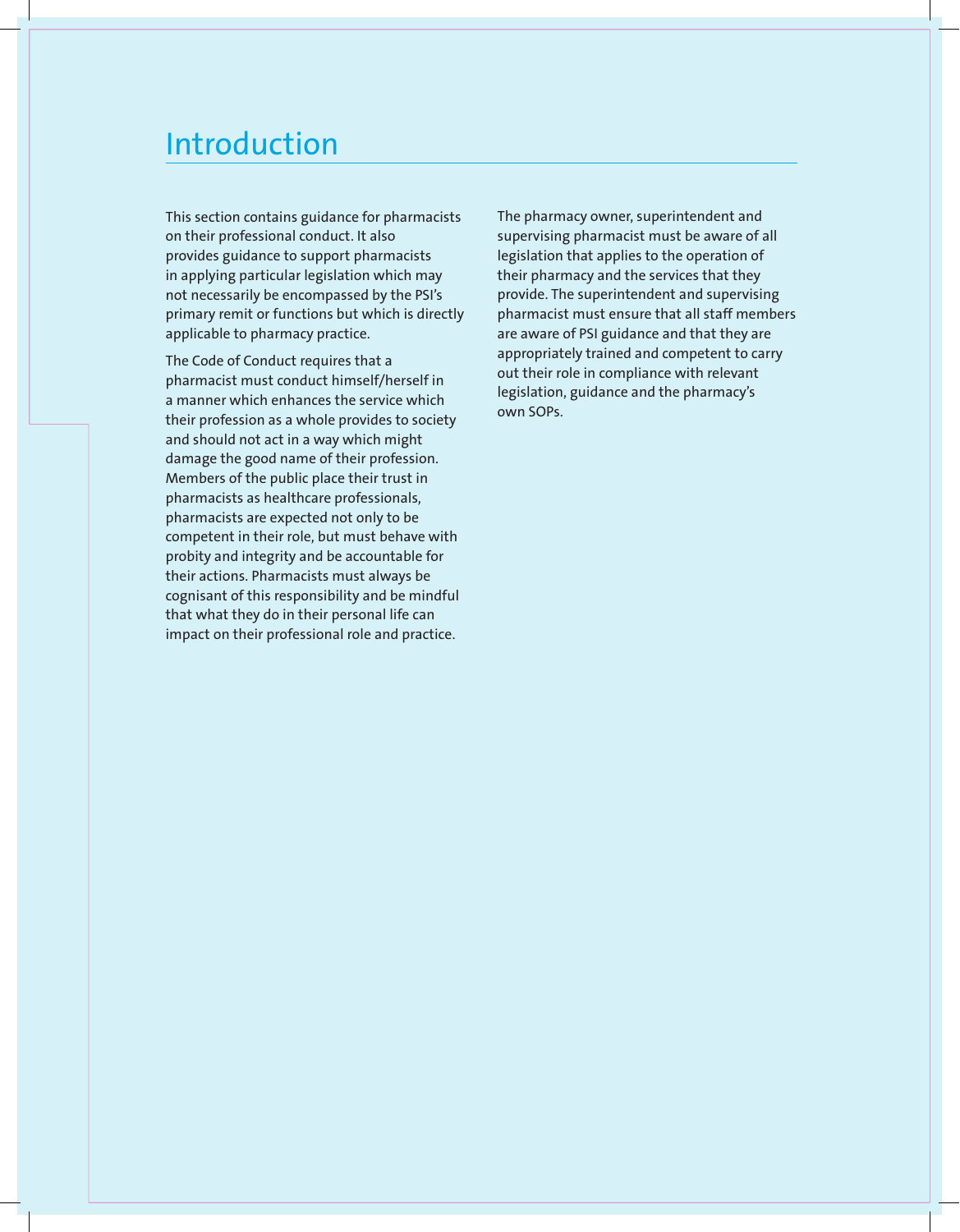# Introduction

This section contains guidance for pharmacists on their professional conduct. It also provides guidance to support pharmacists in applying particular legislation which may not necessarily be encompassed by the PSI's primary remit or functions but which is directly applicable to pharmacy practice.

The Code of Conduct requires that a pharmacist must conduct himself/herself in a manner which enhances the service which their profession as a whole provides to society and should not act in a way which might damage the good name of their profession. Members of the public place their trust in pharmacists as healthcare professionals, pharmacists are expected not only to be competent in their role, but must behave with probity and integrity and be accountable for their actions. Pharmacists must always be cognisant of this responsibility and be mindful that what they do in their personal life can impact on their professional role and practice.

The pharmacy owner, superintendent and supervising pharmacist must be aware of all legislation that applies to the operation of their pharmacy and the services that they provide. The superintendent and supervising pharmacist must ensure that all staff members are aware of PSI guidance and that they are appropriately trained and competent to carry out their role in compliance with relevant legislation, guidance and the pharmacy's own SOPs.